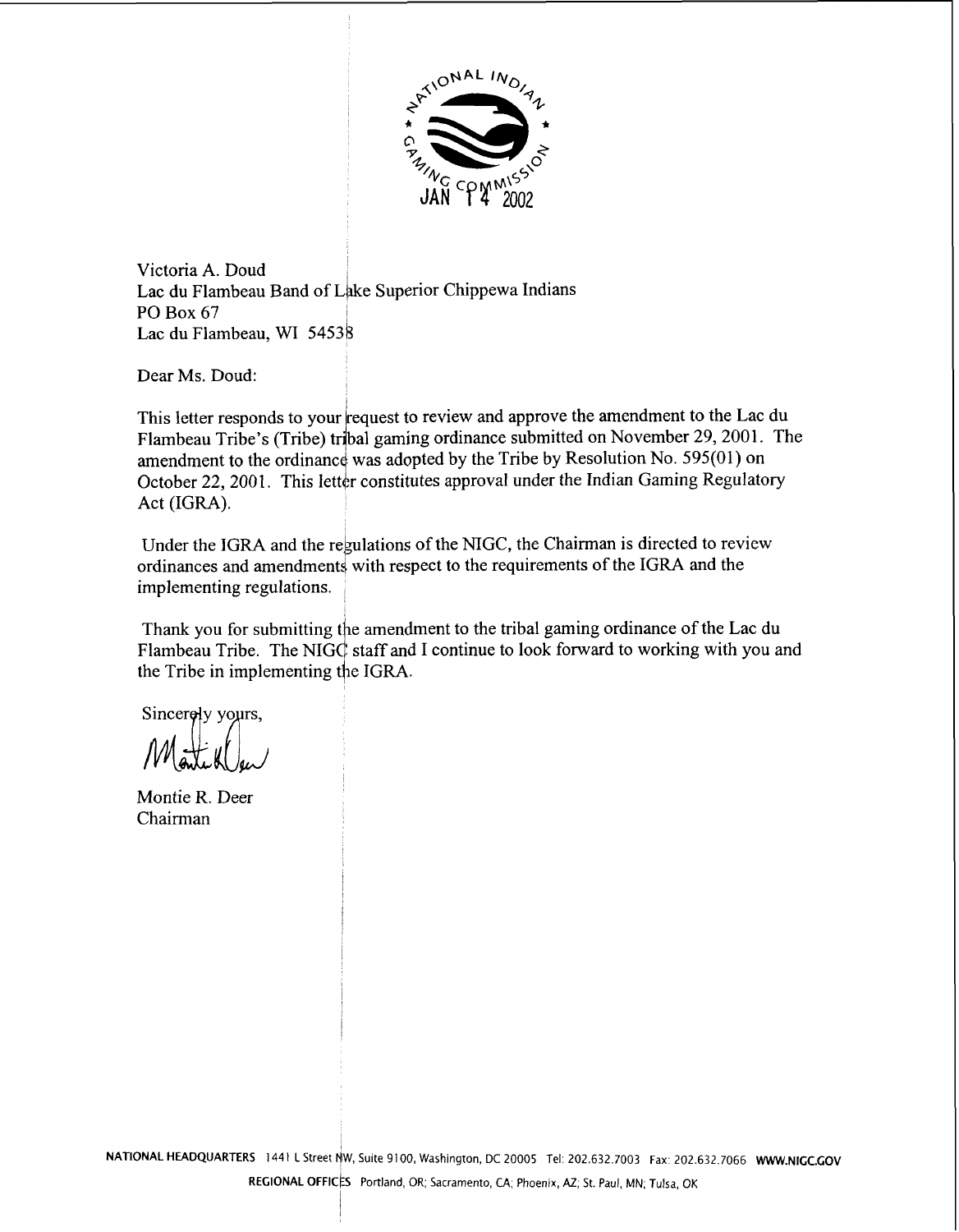JAN 14 2002

Victoria A. Doud
Lac du Flambeau Band of Lake Superior Chippewa Indians
PO Box 67
Lac du Flambeau, WI 54538

Dear Ms. Doud:

This letter responds to your request to review and approve the amendment to the Lac du Flambeau Tribe's (Tribe) tribal gaming ordinance submitted on November 29, 2001. The amendment to the ordinance was adopted by the Tribe by Resolution No. 595(01) on October 22, 2001. This letter constitutes approval under the Indian Gaming Regulatory Act (IGRA).

Under the IGRA and the regulations of the NIGC, the Chairman is directed to review ordinances and amendments with respect to the requirements of the IGRA and the implementing regulations.

Thank you for submitting the amendment to the tribal gaming ordinance of the Lac du Flambeau Tribe. The NIGC staff and I continue to look forward to working with you and the Tribe in implementing the IGRA.

Sincerely yours,

Montie R. Deer
Chairman

NATIONAL HEADQUARTERS 1441 L Street NW, Suite 9100, Washington, DC 20005 Tel: 202.632.7003 Fax: 202.632.7066 WWW.NIGC.GOV

REGIONAL OFFICES Portland, OR; Sacramento, CA; Phoenix, AZ; St. Paul, MN; Tulsa, OK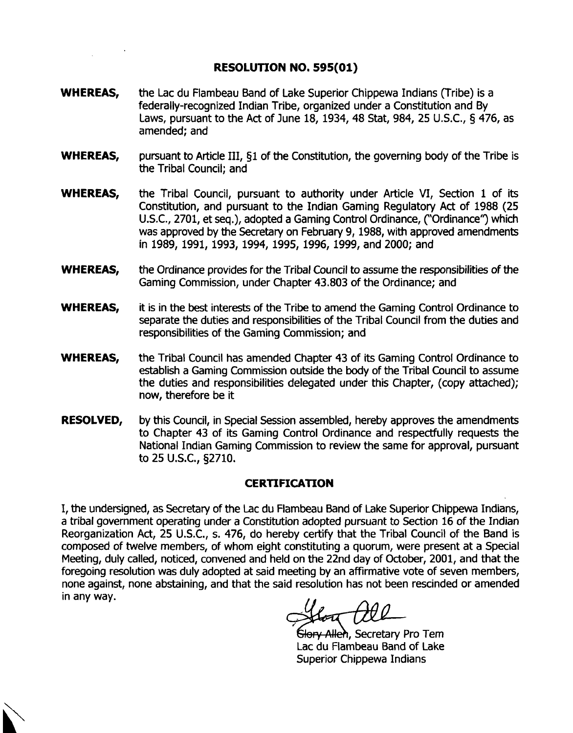## RESOLUTION NO. 595(01)

**WHEREAS,** the Lac du Flambeau Band of Lake Superior Chippewa Indians (Tribe) is a federally-recognized Indian Tribe, organized under a Constitution and By Laws, pursuant to the Act of June 18, 1934, 48 Stat, 984, 25 U.S.C., § 476, as amended; and

**WHEREAS,** pursuant to Article III, §1 of the Constitution, the governing body of the Tribe is the Tribal Council; and

**WHEREAS,** the Tribal Council, pursuant to authority under Article VI, Section 1 of its Constitution, and pursuant to the Indian Gaming Regulatory Act of 1988 (25 U.S.C., 2701, et seq.), adopted a Gaming Control Ordinance, ("Ordinance") which was approved by the Secretary on February 9, 1988, with approved amendments in 1989, 1991, 1993, 1994, 1995, 1996, 1999, and 2000; and

**WHEREAS,** the Ordinance provides for the Tribal Council to assume the responsibilities of the Gaming Commission, under Chapter 43.803 of the Ordinance; and

**WHEREAS,** it is in the best interests of the Tribe to amend the Gaming Control Ordinance to separate the duties and responsibilities of the Tribal Council from the duties and responsibilities of the Gaming Commission; and

**WHEREAS,** the Tribal Council has amended Chapter 43 of its Gaming Control Ordinance to establish a Gaming Commission outside the body of the Tribal Council to assume the duties and responsibilities delegated under this Chapter, (copy attached); now, therefore be it

**RESOLVED,** by this Council, in Special Session assembled, hereby approves the amendments to Chapter 43 of its Gaming Control Ordinance and respectfully requests the National Indian Gaming Commission to review the same for approval, pursuant to 25 U.S.C., §2710.

## CERTIFICATION

I, the undersigned, as Secretary of the Lac du Flambeau Band of Lake Superior Chippewa Indians, a tribal government operating under a Constitution adopted pursuant to Section 16 of the Indian Reorganization Act, 25 U.S.C., s. 476, do hereby certify that the Tribal Council of the Band is composed of twelve members, of whom eight constituting a quorum, were present at a Special Meeting, duly called, noticed, convened and held on the 22nd day of October, 2001, and that the foregoing resolution was duly adopted at said meeting by an affirmative vote of seven members, none against, none abstaining, and that the said resolution has not been rescinded or amended in any way.

Glory Allen, Secretary Pro Tem
Lac du Flambeau Band of Lake Superior Chippewa Indians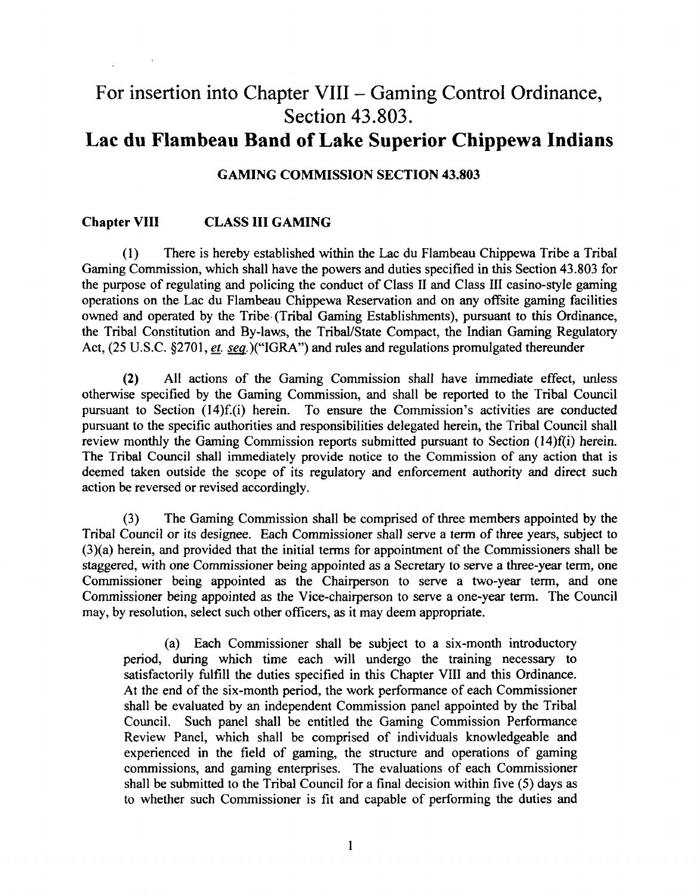# For insertion into Chapter VIII – Gaming Control Ordinance, Section 43.803.

# Lac du Flambeau Band of Lake Superior Chippewa Indians

**GAMING COMMISSION SECTION 43.803**

**Chapter VIII CLASS III GAMING**

(1) There is hereby established within the Lac du Flambeau Chippewa Tribe a Tribal Gaming Commission, which shall have the powers and duties specified in this Section 43.803 for the purpose of regulating and policing the conduct of Class II and Class III casino-style gaming operations on the Lac du Flambeau Chippewa Reservation and on any offsite gaming facilities owned and operated by the Tribe (Tribal Gaming Establishments), pursuant to this Ordinance, the Tribal Constitution and By-laws, the Tribal/State Compact, the Indian Gaming Regulatory Act, (25 U.S.C. §2701, *et. seq.*)("IGRA") and rules and regulations promulgated thereunder

**(2)** All actions of the Gaming Commission shall have immediate effect, unless otherwise specified by the Gaming Commission, and shall be reported to the Tribal Council pursuant to Section (14)f.(i) herein. To ensure the Commission's activities are conducted pursuant to the specific authorities and responsibilities delegated herein, the Tribal Council shall review monthly the Gaming Commission reports submitted pursuant to Section (14)*f*(i) herein. The Tribal Council shall immediately provide notice to the Commission of any action that is deemed taken outside the scope of its regulatory and enforcement authority and direct such action be reversed or revised accordingly.

(3) The Gaming Commission shall be comprised of three members appointed by the Tribal Council or its designee. Each Commissioner shall serve a term of three years, subject to (3)(a) herein, and provided that the initial terms for appointment of the Commissioners shall be staggered, with one Commissioner being appointed as a Secretary to serve a three-year term, one Commissioner being appointed as the Chairperson to serve a two-year term, and one Commissioner being appointed as the Vice-chairperson to serve a one-year term. The Council may, by resolution, select such other officers, as it may deem appropriate.

(a) Each Commissioner shall be subject to a six-month introductory period, during which time each will undergo the training necessary to satisfactorily fulfill the duties specified in this Chapter VIII and this Ordinance. At the end of the six-month period, the work performance of each Commissioner shall be evaluated by an independent Commission panel appointed by the Tribal Council. Such panel shall be entitled the Gaming Commission Performance Review Panel, which shall be comprised of individuals knowledgeable and experienced in the field of gaming, the structure and operations of gaming commissions, and gaming enterprises. The evaluations of each Commissioner shall be submitted to the Tribal Council for a final decision within five (5) days as to whether such Commissioner is fit and capable of performing the duties and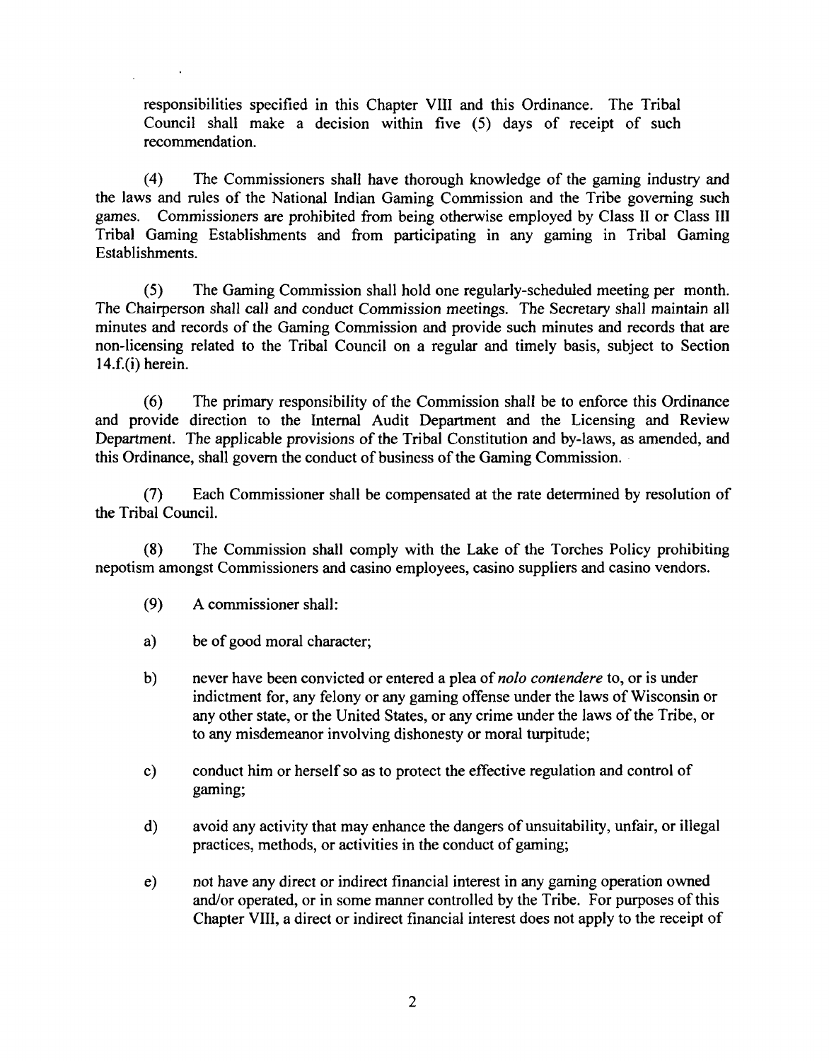responsibilities specified in this Chapter VIII and this Ordinance. The Tribal Council shall make a decision within five (5) days of receipt of such recommendation.

(4) The Commissioners shall have thorough knowledge of the gaming industry and the laws and rules of the National Indian Gaming Commission and the Tribe governing such games. Commissioners are prohibited from being otherwise employed by Class II or Class III Tribal Gaming Establishments and from participating in any gaming in Tribal Gaming Establishments.

(5) The Gaming Commission shall hold one regularly-scheduled meeting per month. The Chairperson shall call and conduct Commission meetings. The Secretary shall maintain all minutes and records of the Gaming Commission and provide such minutes and records that are non-licensing related to the Tribal Council on a regular and timely basis, subject to Section 14.f.(i) herein.

(6) The primary responsibility of the Commission shall be to enforce this Ordinance and provide direction to the Internal Audit Department and the Licensing and Review Department. The applicable provisions of the Tribal Constitution and by-laws, as amended, and this Ordinance, shall govern the conduct of business of the Gaming Commission.

(7) Each Commissioner shall be compensated at the rate determined by resolution of the Tribal Council.

(8) The Commission shall comply with the Lake of the Torches Policy prohibiting nepotism amongst Commissioners and casino employees, casino suppliers and casino vendors.

(9) A commissioner shall:

a) be of good moral character;

b) never have been convicted or entered a plea of *nolo contendere* to, or is under indictment for, any felony or any gaming offense under the laws of Wisconsin or any other state, or the United States, or any crime under the laws of the Tribe, or to any misdemeanor involving dishonesty or moral turpitude;

c) conduct him or herself so as to protect the effective regulation and control of gaming;

d) avoid any activity that may enhance the dangers of unsuitability, unfair, or illegal practices, methods, or activities in the conduct of gaming;

e) not have any direct or indirect financial interest in any gaming operation owned and/or operated, or in some manner controlled by the Tribe. For purposes of this Chapter VIII, a direct or indirect financial interest does not apply to the receipt of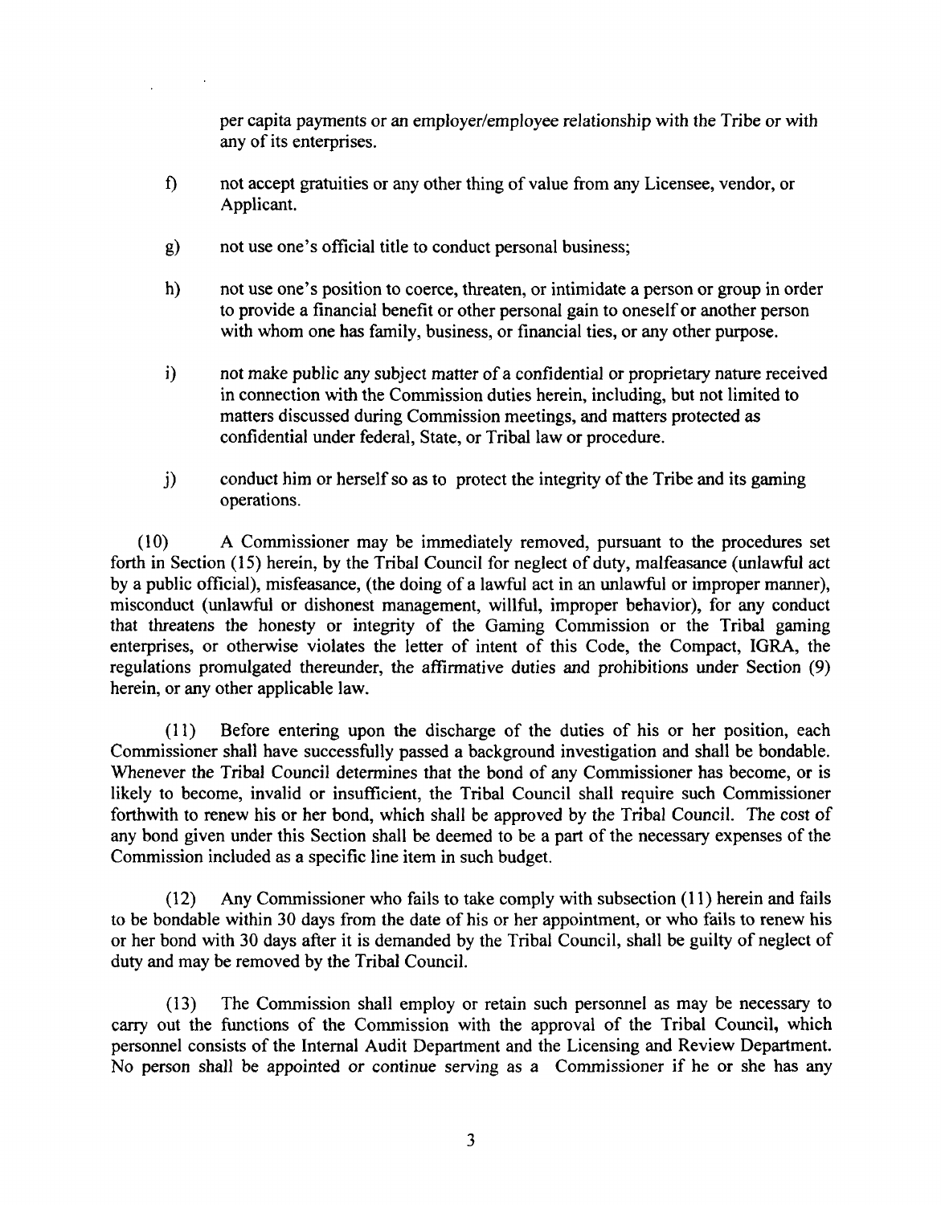per capita payments or an employer/employee relationship with the Tribe or with any of its enterprises.

f) not accept gratuities or any other thing of value from any Licensee, vendor, or Applicant.

g) not use one's official title to conduct personal business;

h) not use one's position to coerce, threaten, or intimidate a person or group in order to provide a financial benefit or other personal gain to oneself or another person with whom one has family, business, or financial ties, or any other purpose.

i) not make public any subject matter of a confidential or proprietary nature received in connection with the Commission duties herein, including, but not limited to matters discussed during Commission meetings, and matters protected as confidential under federal, State, or Tribal law or procedure.

j) conduct him or herself so as to protect the integrity of the Tribe and its gaming operations.

(10) A Commissioner may be immediately removed, pursuant to the procedures set forth in Section (15) herein, by the Tribal Council for neglect of duty, malfeasance (unlawful act by a public official), misfeasance, (the doing of a lawful act in an unlawful or improper manner), misconduct (unlawful or dishonest management, willful, improper behavior), for any conduct that threatens the honesty or integrity of the Gaming Commission or the Tribal gaming enterprises, or otherwise violates the letter of intent of this Code, the Compact, IGRA, the regulations promulgated thereunder, the affirmative duties and prohibitions under Section (9) herein, or any other applicable law.

(11) Before entering upon the discharge of the duties of his or her position, each Commissioner shall have successfully passed a background investigation and shall be bondable. Whenever the Tribal Council determines that the bond of any Commissioner has become, or is likely to become, invalid or insufficient, the Tribal Council shall require such Commissioner forthwith to renew his or her bond, which shall be approved by the Tribal Council. The cost of any bond given under this Section shall be deemed to be a part of the necessary expenses of the Commission included as a specific line item in such budget.

(12) Any Commissioner who fails to take comply with subsection (11) herein and fails to be bondable within 30 days from the date of his or her appointment, or who fails to renew his or her bond with 30 days after it is demanded by the Tribal Council, shall be guilty of neglect of duty and may be removed by the Tribal Council.

(13) The Commission shall employ or retain such personnel as may be necessary to carry out the functions of the Commission with the approval of the Tribal Council, which personnel consists of the Internal Audit Department and the Licensing and Review Department. No person shall be appointed or continue serving as a Commissioner if he or she has any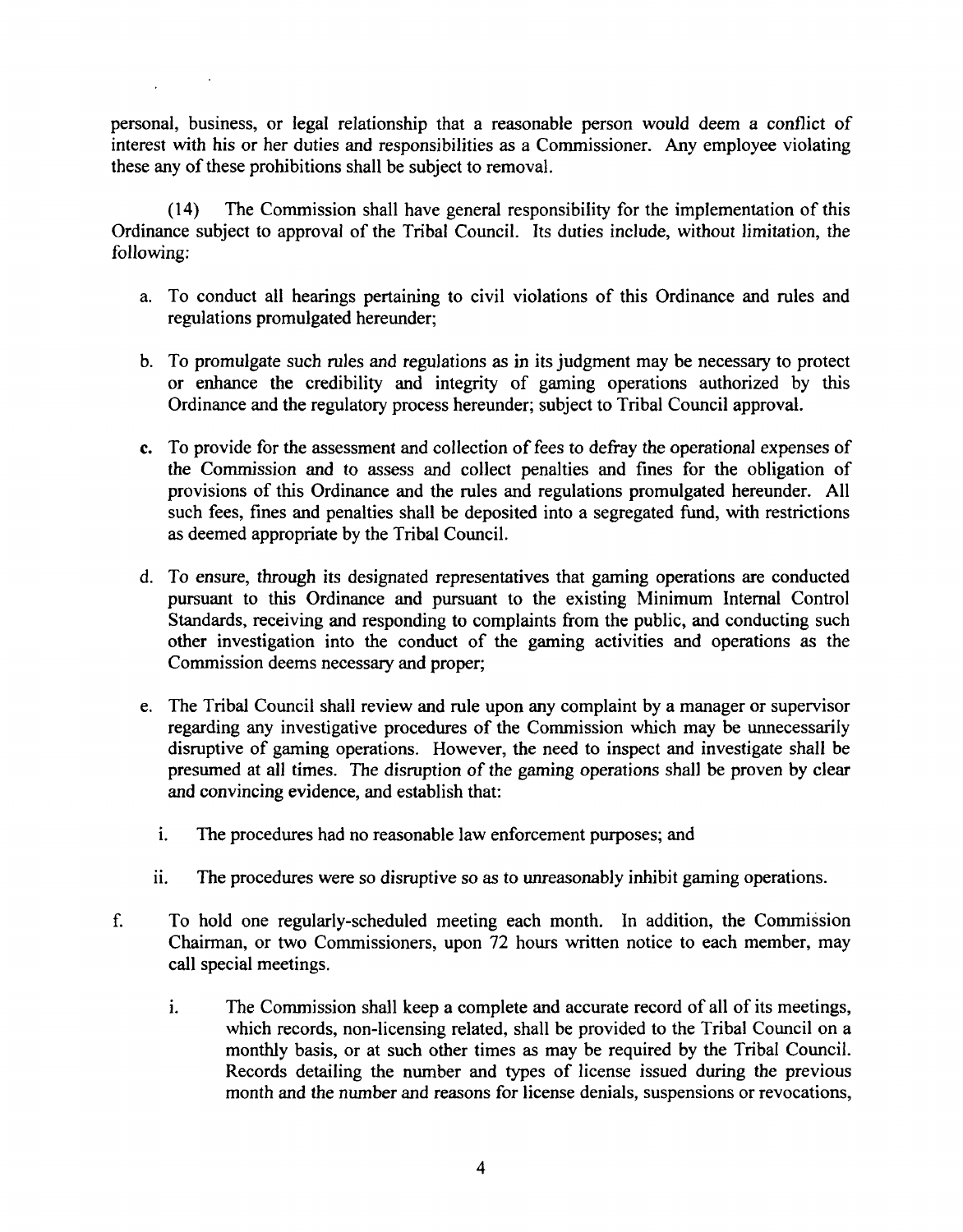personal, business, or legal relationship that a reasonable person would deem a conflict of interest with his or her duties and responsibilities as a Commissioner. Any employee violating these any of these prohibitions shall be subject to removal.

(14) The Commission shall have general responsibility for the implementation of this Ordinance subject to approval of the Tribal Council. Its duties include, without limitation, the following:

a. To conduct all hearings pertaining to civil violations of this Ordinance and rules and regulations promulgated hereunder;

b. To promulgate such rules and regulations as in its judgment may be necessary to protect or enhance the credibility and integrity of gaming operations authorized by this Ordinance and the regulatory process hereunder; subject to Tribal Council approval.

c. To provide for the assessment and collection of fees to defray the operational expenses of the Commission and to assess and collect penalties and fines for the obligation of provisions of this Ordinance and the rules and regulations promulgated hereunder. All such fees, fines and penalties shall be deposited into a segregated fund, with restrictions as deemed appropriate by the Tribal Council.

d. To ensure, through its designated representatives that gaming operations are conducted pursuant to this Ordinance and pursuant to the existing Minimum Internal Control Standards, receiving and responding to complaints from the public, and conducting such other investigation into the conduct of the gaming activities and operations as the Commission deems necessary and proper;

e. The Tribal Council shall review and rule upon any complaint by a manager or supervisor regarding any investigative procedures of the Commission which may be unnecessarily disruptive of gaming operations. However, the need to inspect and investigate shall be presumed at all times. The disruption of the gaming operations shall be proven by clear and convincing evidence, and establish that:

   i. The procedures had no reasonable law enforcement purposes; and

   ii. The procedures were so disruptive so as to unreasonably inhibit gaming operations.

f. To hold one regularly-scheduled meeting each month. In addition, the Commission Chairman, or two Commissioners, upon 72 hours written notice to each member, may call special meetings.

   i. The Commission shall keep a complete and accurate record of all of its meetings, which records, non-licensing related, shall be provided to the Tribal Council on a monthly basis, or at such other times as may be required by the Tribal Council. Records detailing the number and types of license issued during the previous month and the number and reasons for license denials, suspensions or revocations,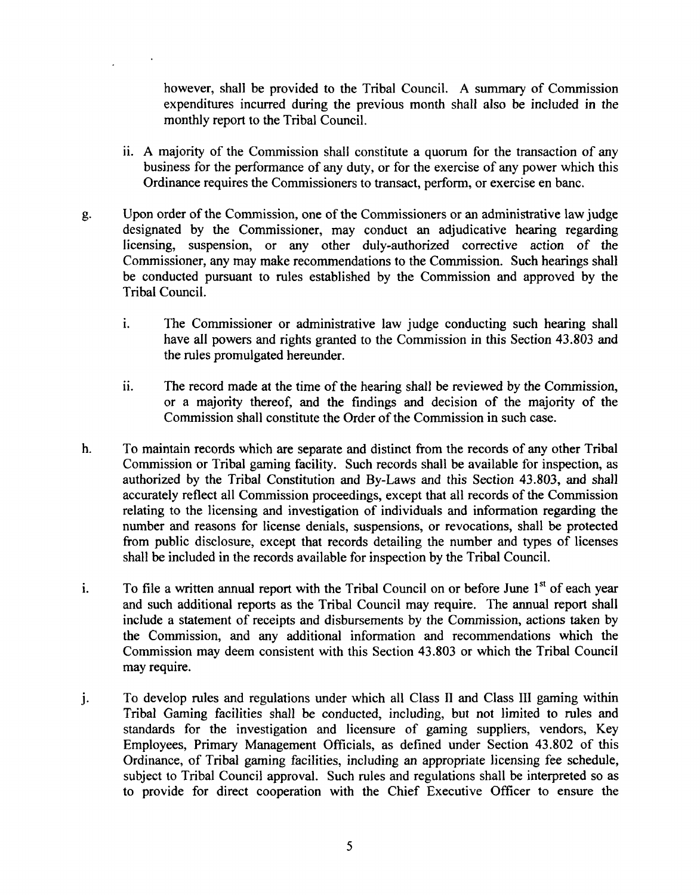however, shall be provided to the Tribal Council. A summary of Commission expenditures incurred during the previous month shall also be included in the monthly report to the Tribal Council.

ii. A majority of the Commission shall constitute a quorum for the transaction of any business for the performance of any duty, or for the exercise of any power which this Ordinance requires the Commissioners to transact, perform, or exercise en banc.

g. Upon order of the Commission, one of the Commissioners or an administrative law judge designated by the Commissioner, may conduct an adjudicative hearing regarding licensing, suspension, or any other duly-authorized corrective action of the Commissioner, any may make recommendations to the Commission. Such hearings shall be conducted pursuant to rules established by the Commission and approved by the Tribal Council.

   i. The Commissioner or administrative law judge conducting such hearing shall have all powers and rights granted to the Commission in this Section 43.803 and the rules promulgated hereunder.

   ii. The record made at the time of the hearing shall be reviewed by the Commission, or a majority thereof, and the findings and decision of the majority of the Commission shall constitute the Order of the Commission in such case.

h. To maintain records which are separate and distinct from the records of any other Tribal Commission or Tribal gaming facility. Such records shall be available for inspection, as authorized by the Tribal Constitution and By-Laws and this Section 43.803, and shall accurately reflect all Commission proceedings, except that all records of the Commission relating to the licensing and investigation of individuals and information regarding the number and reasons for license denials, suspensions, or revocations, shall be protected from public disclosure, except that records detailing the number and types of licenses shall be included in the records available for inspection by the Tribal Council.

i. To file a written annual report with the Tribal Council on or before June 1st of each year and such additional reports as the Tribal Council may require. The annual report shall include a statement of receipts and disbursements by the Commission, actions taken by the Commission, and any additional information and recommendations which the Commission may deem consistent with this Section 43.803 or which the Tribal Council may require.

j. To develop rules and regulations under which all Class II and Class III gaming within Tribal Gaming facilities shall be conducted, including, but not limited to rules and standards for the investigation and licensure of gaming suppliers, vendors, Key Employees, Primary Management Officials, as defined under Section 43.802 of this Ordinance, of Tribal gaming facilities, including an appropriate licensing fee schedule, subject to Tribal Council approval. Such rules and regulations shall be interpreted so as to provide for direct cooperation with the Chief Executive Officer to ensure the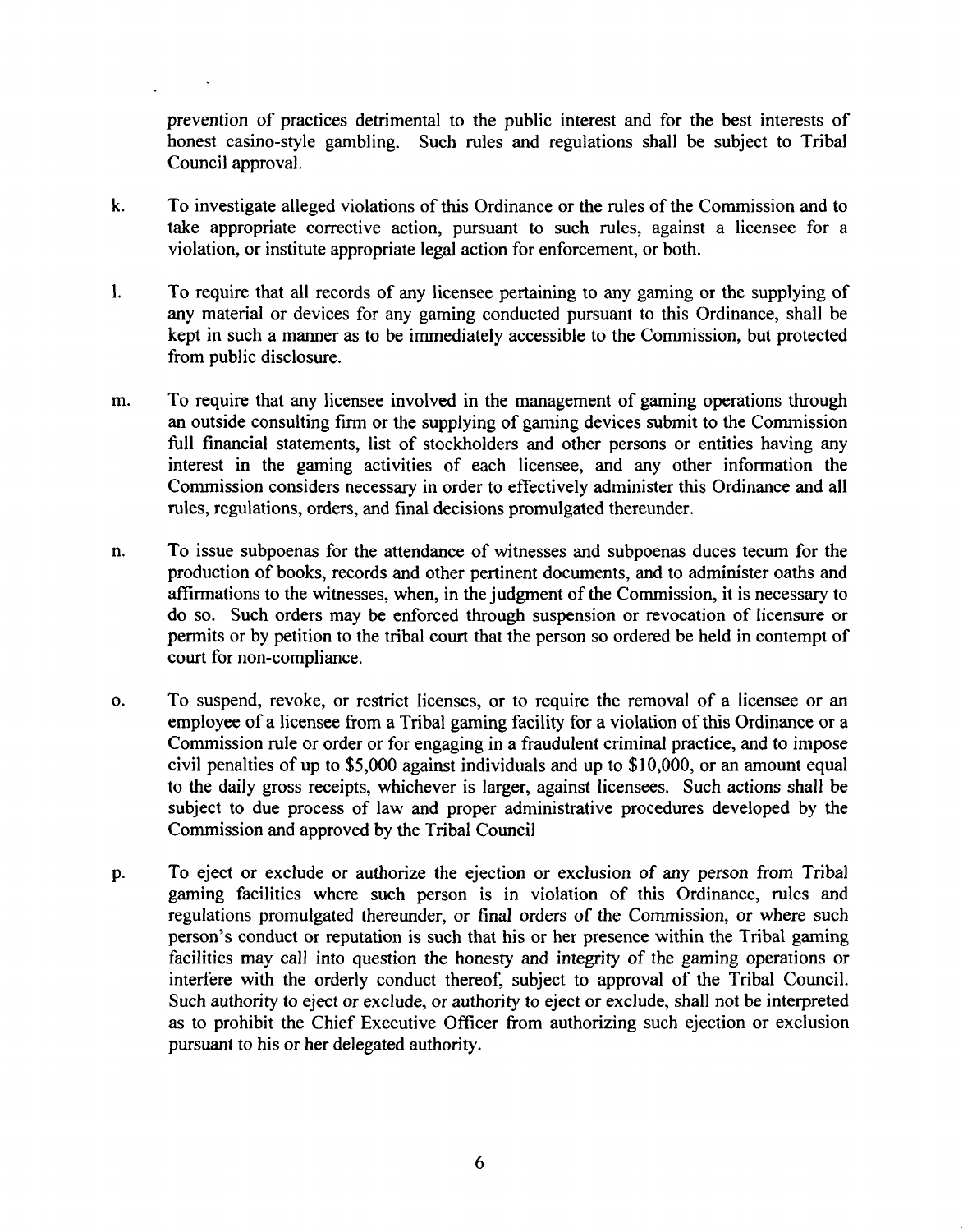prevention of practices detrimental to the public interest and for the best interests of honest casino-style gambling. Such rules and regulations shall be subject to Tribal Council approval.

k. To investigate alleged violations of this Ordinance or the rules of the Commission and to take appropriate corrective action, pursuant to such rules, against a licensee for a violation, or institute appropriate legal action for enforcement, or both.

l. To require that all records of any licensee pertaining to any gaming or the supplying of any material or devices for any gaming conducted pursuant to this Ordinance, shall be kept in such a manner as to be immediately accessible to the Commission, but protected from public disclosure.

m. To require that any licensee involved in the management of gaming operations through an outside consulting firm or the supplying of gaming devices submit to the Commission full financial statements, list of stockholders and other persons or entities having any interest in the gaming activities of each licensee, and any other information the Commission considers necessary in order to effectively administer this Ordinance and all rules, regulations, orders, and final decisions promulgated thereunder.

n. To issue subpoenas for the attendance of witnesses and subpoenas duces tecum for the production of books, records and other pertinent documents, and to administer oaths and affirmations to the witnesses, when, in the judgment of the Commission, it is necessary to do so. Such orders may be enforced through suspension or revocation of licensure or permits or by petition to the tribal court that the person so ordered be held in contempt of court for non-compliance.

o. To suspend, revoke, or restrict licenses, or to require the removal of a licensee or an employee of a licensee from a Tribal gaming facility for a violation of this Ordinance or a Commission rule or order or for engaging in a fraudulent criminal practice, and to impose civil penalties of up to $5,000 against individuals and up to $10,000, or an amount equal to the daily gross receipts, whichever is larger, against licensees. Such actions shall be subject to due process of law and proper administrative procedures developed by the Commission and approved by the Tribal Council

p. To eject or exclude or authorize the ejection or exclusion of any person from Tribal gaming facilities where such person is in violation of this Ordinance, rules and regulations promulgated thereunder, or final orders of the Commission, or where such person's conduct or reputation is such that his or her presence within the Tribal gaming facilities may call into question the honesty and integrity of the gaming operations or interfere with the orderly conduct thereof, subject to approval of the Tribal Council. Such authority to eject or exclude, or authority to eject or exclude, shall not be interpreted as to prohibit the Chief Executive Officer from authorizing such ejection or exclusion pursuant to his or her delegated authority.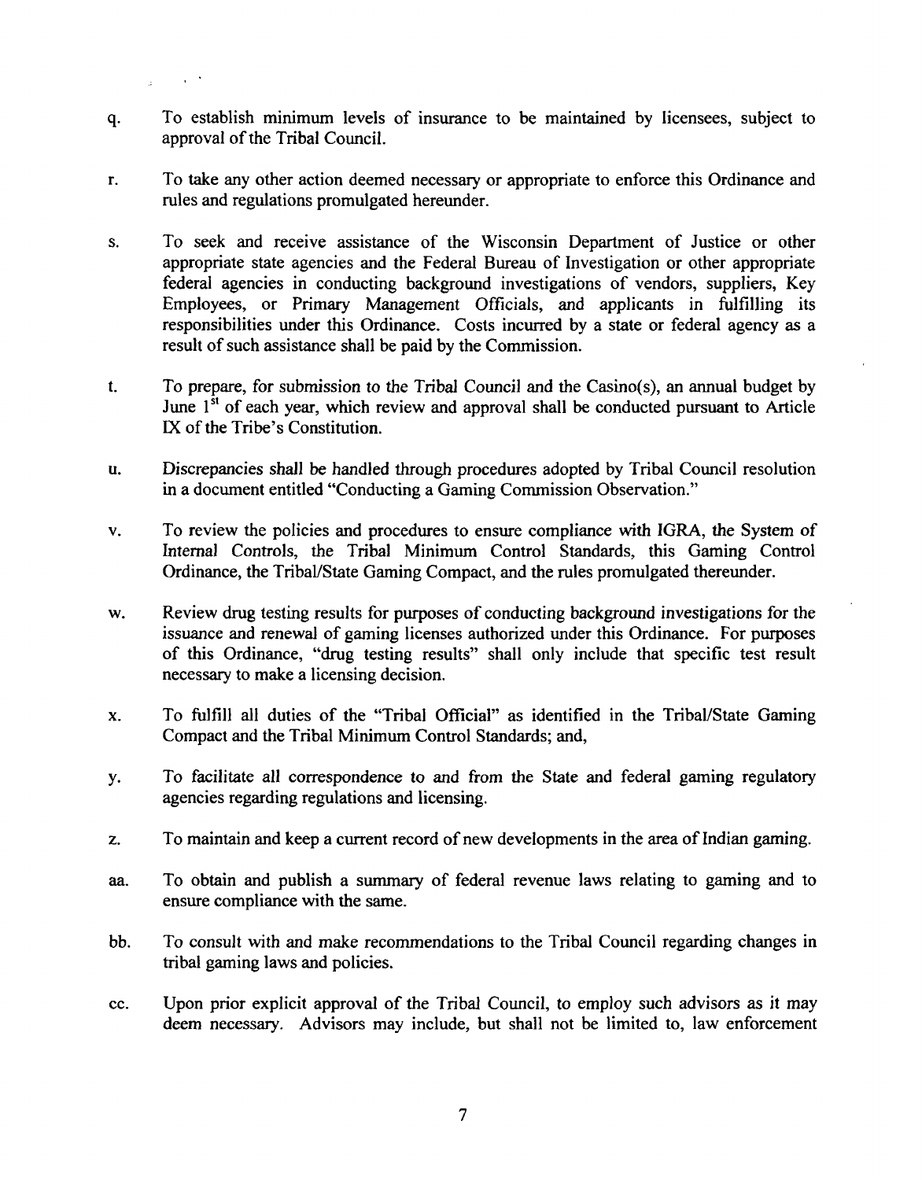q. To establish minimum levels of insurance to be maintained by licensees, subject to approval of the Tribal Council.

r. To take any other action deemed necessary or appropriate to enforce this Ordinance and rules and regulations promulgated hereunder.

s. To seek and receive assistance of the Wisconsin Department of Justice or other appropriate state agencies and the Federal Bureau of Investigation or other appropriate federal agencies in conducting background investigations of vendors, suppliers, Key Employees, or Primary Management Officials, and applicants in fulfilling its responsibilities under this Ordinance. Costs incurred by a state or federal agency as a result of such assistance shall be paid by the Commission.

t. To prepare, for submission to the Tribal Council and the Casino(s), an annual budget by June 1st of each year, which review and approval shall be conducted pursuant to Article IX of the Tribe's Constitution.

u. Discrepancies shall be handled through procedures adopted by Tribal Council resolution in a document entitled "Conducting a Gaming Commission Observation."

v. To review the policies and procedures to ensure compliance with IGRA, the System of Internal Controls, the Tribal Minimum Control Standards, this Gaming Control Ordinance, the Tribal/State Gaming Compact, and the rules promulgated thereunder.

w. Review drug testing results for purposes of conducting background investigations for the issuance and renewal of gaming licenses authorized under this Ordinance. For purposes of this Ordinance, "drug testing results" shall only include that specific test result necessary to make a licensing decision.

x. To fulfill all duties of the "Tribal Official" as identified in the Tribal/State Gaming Compact and the Tribal Minimum Control Standards; and,

y. To facilitate all correspondence to and from the State and federal gaming regulatory agencies regarding regulations and licensing.

z. To maintain and keep a current record of new developments in the area of Indian gaming.

aa. To obtain and publish a summary of federal revenue laws relating to gaming and to ensure compliance with the same.

bb. To consult with and make recommendations to the Tribal Council regarding changes in tribal gaming laws and policies.

cc. Upon prior explicit approval of the Tribal Council, to employ such advisors as it may deem necessary. Advisors may include, but shall not be limited to, law enforcement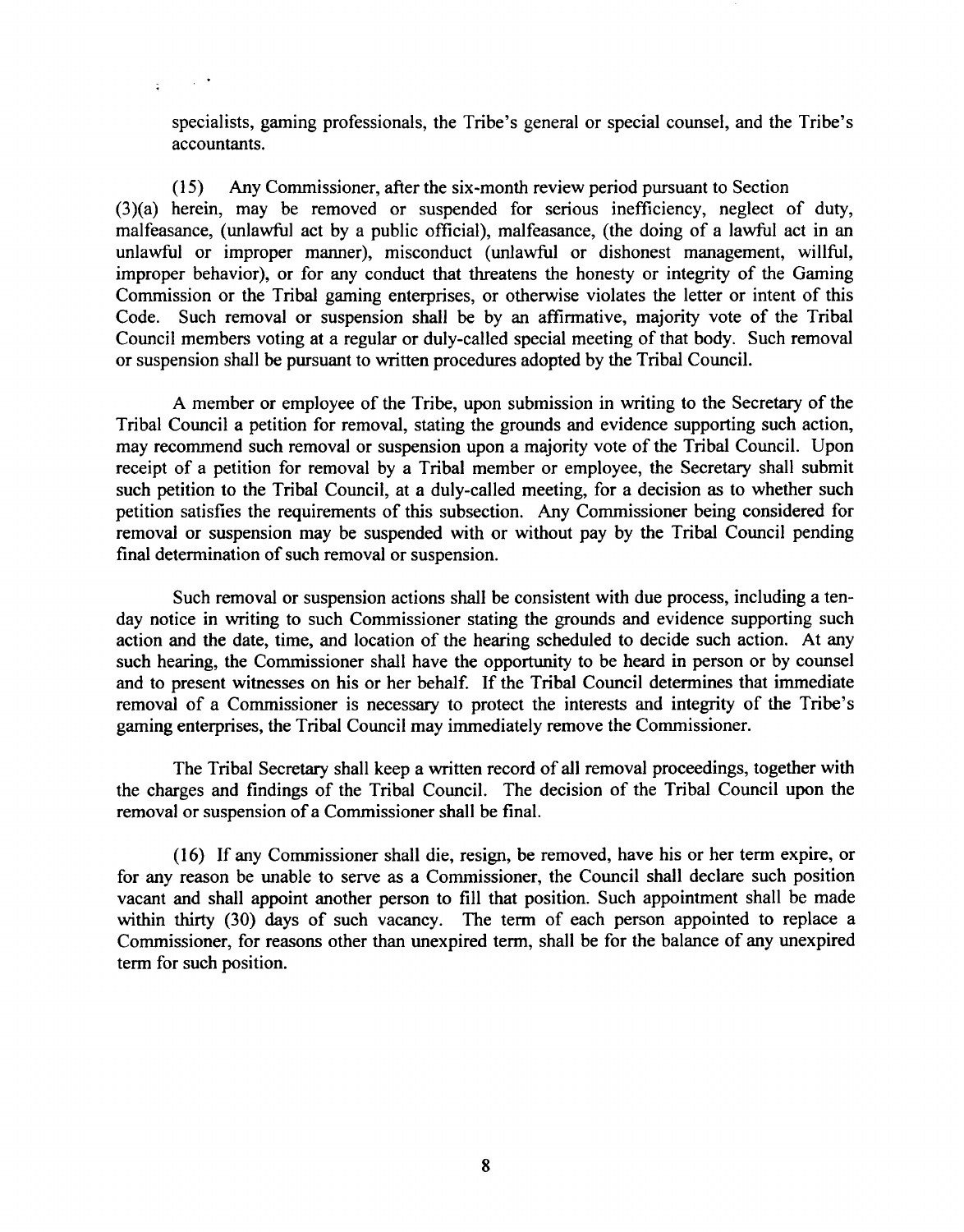specialists, gaming professionals, the Tribe's general or special counsel, and the Tribe's accountants.

(15) Any Commissioner, after the six-month review period pursuant to Section (3)(a) herein, may be removed or suspended for serious inefficiency, neglect of duty, malfeasance, (unlawful act by a public official), malfeasance, (the doing of a lawful act in an unlawful or improper manner), misconduct (unlawful or dishonest management, willful, improper behavior), or for any conduct that threatens the honesty or integrity of the Gaming Commission or the Tribal gaming enterprises, or otherwise violates the letter or intent of this Code. Such removal or suspension shall be by an affirmative, majority vote of the Tribal Council members voting at a regular or duly-called special meeting of that body. Such removal or suspension shall be pursuant to written procedures adopted by the Tribal Council.

A member or employee of the Tribe, upon submission in writing to the Secretary of the Tribal Council a petition for removal, stating the grounds and evidence supporting such action, may recommend such removal or suspension upon a majority vote of the Tribal Council. Upon receipt of a petition for removal by a Tribal member or employee, the Secretary shall submit such petition to the Tribal Council, at a duly-called meeting, for a decision as to whether such petition satisfies the requirements of this subsection. Any Commissioner being considered for removal or suspension may be suspended with or without pay by the Tribal Council pending final determination of such removal or suspension.

Such removal or suspension actions shall be consistent with due process, including a ten-day notice in writing to such Commissioner stating the grounds and evidence supporting such action and the date, time, and location of the hearing scheduled to decide such action. At any such hearing, the Commissioner shall have the opportunity to be heard in person or by counsel and to present witnesses on his or her behalf. If the Tribal Council determines that immediate removal of a Commissioner is necessary to protect the interests and integrity of the Tribe's gaming enterprises, the Tribal Council may immediately remove the Commissioner.

The Tribal Secretary shall keep a written record of all removal proceedings, together with the charges and findings of the Tribal Council. The decision of the Tribal Council upon the removal or suspension of a Commissioner shall be final.

(16) If any Commissioner shall die, resign, be removed, have his or her term expire, or for any reason be unable to serve as a Commissioner, the Council shall declare such position vacant and shall appoint another person to fill that position. Such appointment shall be made within thirty (30) days of such vacancy. The term of each person appointed to replace a Commissioner, for reasons other than unexpired term, shall be for the balance of any unexpired term for such position.